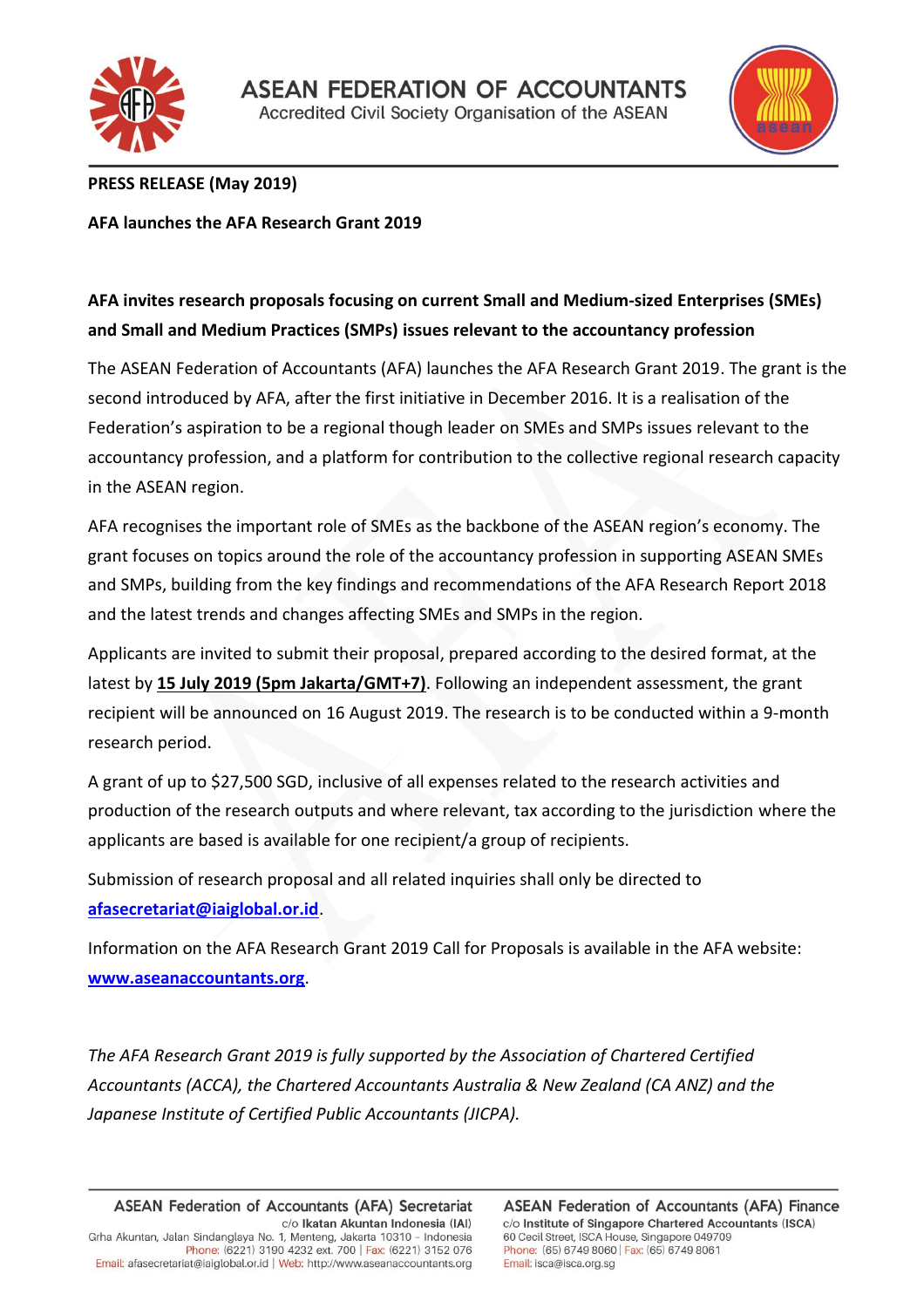# ASEAN FEDERATION OF ACCOUNTANTS

Accredited Civil Society Organisation of the ASEAN

**PRESS RELEASE (May 2019)**

**AFA launches the AFA Research Grant 2019**

**AFA invites research proposals focusing on current Small and Medium-sized Enterprises (SMEs) and Small and Medium Practices (SMPs) issues relevant to the accountancy profession**

The ASEAN Federation of Accountants (AFA) launches the AFA Research Grant 2019. The grant is the second introduced by AFA, after the first initiative in December 2016. It is a realisation of the Federation's aspiration to be a regional though leader on SMEs and SMPs issues relevant to the accountancy profession, and a platform for contribution to the collective regional research capacity in the ASEAN region.

AFA recognises the important role of SMEs as the backbone of the ASEAN region's economy. The grant focuses on topics around the role of the accountancy profession in supporting ASEAN SMEs and SMPs, building from the key findings and recommendations of the AFA Research Report 2018 and the latest trends and changes affecting SMEs and SMPs in the region.

Applicants are invited to submit their proposal, prepared according to the desired format, at the latest by **15 July 2019 (5pm Jakarta/GMT+7)**. Following an independent assessment, the grant recipient will be announced on 16 August 2019. The research is to be conducted within a 9-month research period.

A grant of up to $27,500 SGD, inclusive of all expenses related to the research activities and production of the research outputs and where relevant, tax according to the jurisdiction where the applicants are based is available for one recipient/a group of recipients.

Submission of research proposal and all related inquiries shall only be directed to **afasecretariat@iaiglobal.or.id**.

Information on the AFA Research Grant 2019 Call for Proposals is available in the AFA website: **www.aseanaccountants.org**.

*The AFA Research Grant 2019 is fully supported by the Association of Chartered Certified Accountants (ACCA), the Chartered Accountants Australia & New Zealand (CA ANZ) and the Japanese Institute of Certified Public Accountants (JICPA).*

**ASEAN Federation of Accountants (AFA) Secretariat**
c/o **Ikatan Akuntan Indonesia (IAI)**
Grha Akuntan, Jalan Sindanglaya No. 1, Menteng, Jakarta 10310 – Indonesia
Phone: (6221) 3190 4232 ext. 700 | Fax: (6221) 3152 076
Email: afasecretariat@iaiglobal.or.id | Web: http://www.aseanaccountants.org

**ASEAN Federation of Accountants (AFA) Finance**
c/o **Institute of Singapore Chartered Accountants (ISCA)**
60 Cecil Street, ISCA House, Singapore 049709
Phone: (65) 6749 8060 | Fax: (65) 6749 8061
Email: isca@isca.org.sg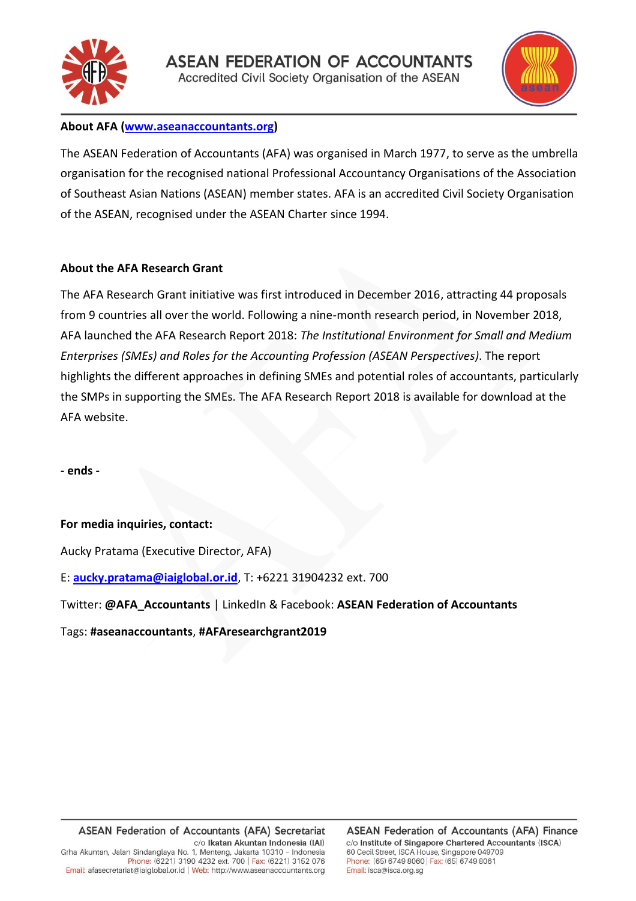**About AFA ([www.aseanaccountants.org](http://www.aseanaccountants.org))**

The ASEAN Federation of Accountants (AFA) was organised in March 1977, to serve as the umbrella organisation for the recognised national Professional Accountancy Organisations of the Association of Southeast Asian Nations (ASEAN) member states. AFA is an accredited Civil Society Organisation of the ASEAN, recognised under the ASEAN Charter since 1994.

**About the AFA Research Grant**

The AFA Research Grant initiative was first introduced in December 2016, attracting 44 proposals from 9 countries all over the world. Following a nine-month research period, in November 2018, AFA launched the AFA Research Report 2018: *The Institutional Environment for Small and Medium Enterprises (SMEs) and Roles for the Accounting Profession (ASEAN Perspectives)*. The report highlights the different approaches in defining SMEs and potential roles of accountants, particularly the SMPs in supporting the SMEs. The AFA Research Report 2018 is available for download at the AFA website.

**- ends -**

**For media inquiries, contact:**

Aucky Pratama (Executive Director, AFA)

E: **aucky.pratama@iaiglobal.or.id**, T: +6221 31904232 ext. 700

Twitter: **@AFA_Accountants** | LinkedIn & Facebook: **ASEAN Federation of Accountants**

Tags: **#aseanaccountants**, **#AFAresearchgrant2019**

ASEAN Federation of Accountants (AFA) Secretariat
c/o **Ikatan Akuntan Indonesia (IAI)**
Grha Akuntan, Jalan Sindanglaya No. 1, Menteng, Jakarta 10310 – Indonesia
Phone: (6221) 3190 4232 ext. 700 | Fax: (6221) 3152 076
Email: afasecretariat@iaiglobal.or.id | Web: http://www.aseanaccountants.org

ASEAN Federation of Accountants (AFA) Finance
c/o **Institute of Singapore Chartered Accountants (ISCA)**
60 Cecil Street, ISCA House, Singapore 049709
Phone: (65) 6749 8060 | Fax: (65) 6749 8061
Email: isca@isca.org.sg